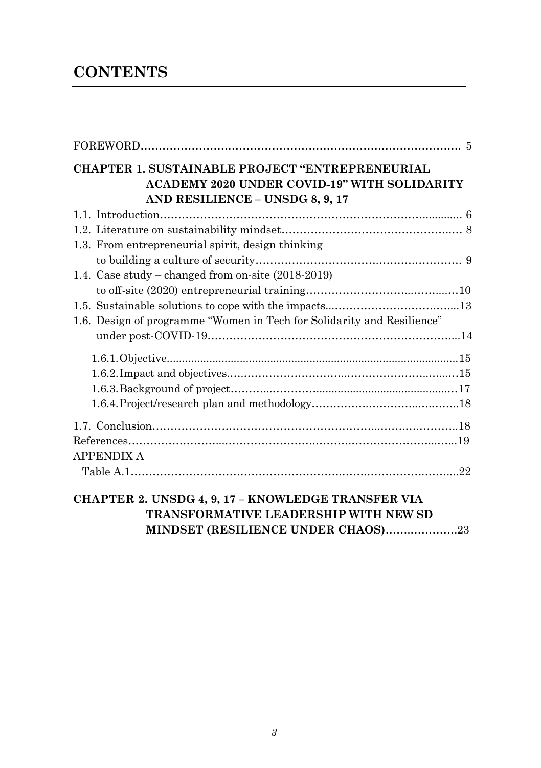# CONTENTS

FOREWORD........................................................................................ 5

**CHAPTER 1. SUSTAINABLE PROJECT "ENTREPRENEURIAL ACADEMY 2020 UNDER COVID-19" WITH SOLIDARITY AND RESILIENCE – UNSDG 8, 9, 17**

1.1. Introduction........................................................................................ 6

1.2. Literature on sustainability mindset................................................ 8

1.3. From entrepreneurial spirit, design thinking to building a culture of security........................................................ 9

1.4. Case study – changed from on-site (2018-2019) to off-site (2020) entrepreneurial training......................................10

1.5. Sustainable solutions to cope with the impacts................................13

1.6. Design of programme "Women in Tech for Solidarity and Resilience" under post-COVID-19...............................................................14

1.6.1. Objective..........................................................................................15

1.6.2. Impact and objectives......................................................................15

1.6.3. Background of project.....................................................................17

1.6.4. Project/research plan and methodology..........................................18

1.7. Conclusion..........................................................................................18

References...............................................................................................19

APPENDIX A

Table A.1...................................................................................................22

**CHAPTER 2. UNSDG 4, 9, 17 – KNOWLEDGE TRANSFER VIA TRANSFORMATIVE LEADERSHIP WITH NEW SD MINDSET (RESILIENCE UNDER CHAOS)**.....................23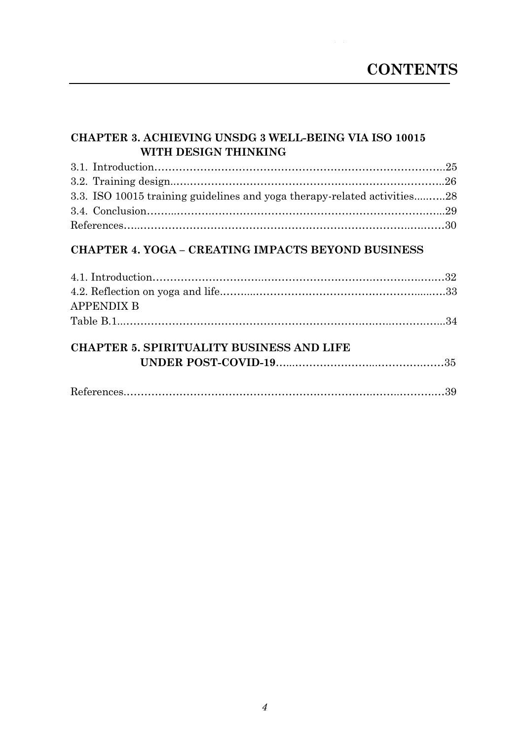# CONTENTS

**CHAPTER 3. ACHIEVING UNSDG 3 WELL-BEING VIA ISO 10015 WITH DESIGN THINKING**

3.1. Introduction……………………………………………………………………….25
3.2. Training design………………………………………………………………….26
3.3. ISO 10015 training guidelines and yoga therapy-related activities……….28
3.4. Conclusion………………………………………………………………………..29
References……………………………………………………………………………30

**CHAPTER 4. YOGA – CREATING IMPACTS BEYOND BUSINESS**

4.1. Introduction……………………………………………………………………….32
4.2. Reflection on yoga and life………………………………………………………33
APPENDIX B
Table B.1…………………………………………………………………………………34

**CHAPTER 5. SPIRITUALITY BUSINESS AND LIFE UNDER POST-COVID-19**……………………………………35

References………………………………………………………………………………39